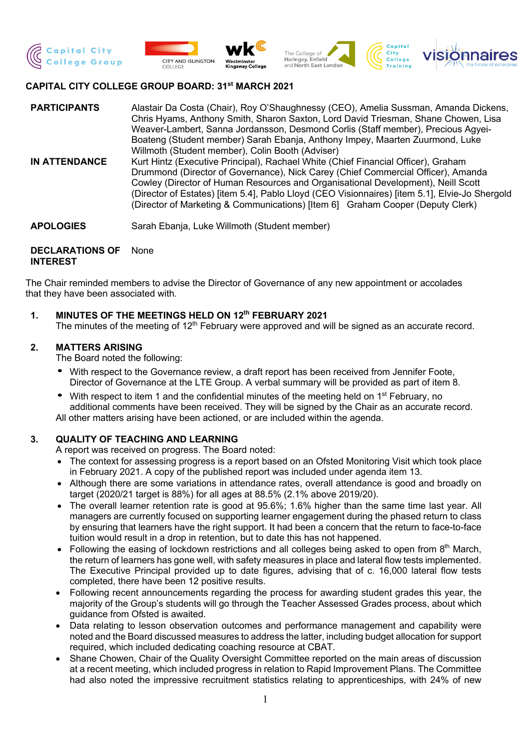**CAPITAL CITY COLLEGE GROUP BOARD: 31st MARCH 2021**

| | |
|---|---|
| **PARTICIPANTS** | Alastair Da Costa (Chair), Roy O'Shaughnessy (CEO), Amelia Sussman, Amanda Dickens, Chris Hyams, Anthony Smith, Sharon Saxton, Lord David Triesman, Shane Chowen, Lisa Weaver-Lambert, Sanna Jordansson, Desmond Corlis (Staff member), Precious Agyei-Boateng (Student member) Sarah Ebanja, Anthony Impey, Maarten Zuurmond, Luke Willmoth (Student member), Colin Booth (Adviser) |
| **IN ATTENDANCE** | Kurt Hintz (Executive Principal), Rachael White (Chief Financial Officer), Graham Drummond (Director of Governance), Nick Carey (Chief Commercial Officer), Amanda Cowley (Director of Human Resources and Organisational Development), Neill Scott (Director of Estates) [item 5.4], Pablo Lloyd (CEO Visionnaires) [item 5.1], Elvie-Jo Shergold (Director of Marketing & Communications) [Item 6] Graham Cooper (Deputy Clerk) |
| **APOLOGIES** | Sarah Ebanja, Luke Willmoth (Student member) |
| **DECLARATIONS OF INTEREST** | None |

The Chair reminded members to advise the Director of Governance of any new appointment or accolades that they have been associated with.

## 1. MINUTES OF THE MEETINGS HELD ON 12th FEBRUARY 2021

The minutes of the meeting of 12th February were approved and will be signed as an accurate record.

## 2. MATTERS ARISING

The Board noted the following:

- With respect to the Governance review, a draft report has been received from Jennifer Foote, Director of Governance at the LTE Group. A verbal summary will be provided as part of item 8.
- With respect to item 1 and the confidential minutes of the meeting held on 1st February, no additional comments have been received. They will be signed by the Chair as an accurate record.

All other matters arising have been actioned, or are included within the agenda.

## 3. QUALITY OF TEACHING AND LEARNING

A report was received on progress. The Board noted:

- The context for assessing progress is a report based on an Ofsted Monitoring Visit which took place in February 2021. A copy of the published report was included under agenda item 13.
- Although there are some variations in attendance rates, overall attendance is good and broadly on target (2020/21 target is 88%) for all ages at 88.5% (2.1% above 2019/20).
- The overall learner retention rate is good at 95.6%; 1.6% higher than the same time last year. All managers are currently focused on supporting learner engagement during the phased return to class by ensuring that learners have the right support. It had been a concern that the return to face-to-face tuition would result in a drop in retention, but to date this has not happened.
- Following the easing of lockdown restrictions and all colleges being asked to open from 8th March, the return of learners has gone well, with safety measures in place and lateral flow tests implemented. The Executive Principal provided up to date figures, advising that of c. 16,000 lateral flow tests completed, there have been 12 positive results.
- Following recent announcements regarding the process for awarding student grades this year, the majority of the Group's students will go through the Teacher Assessed Grades process, about which guidance from Ofsted is awaited.
- Data relating to lesson observation outcomes and performance management and capability were noted and the Board discussed measures to address the latter, including budget allocation for support required, which included dedicating coaching resource at CBAT.
- Shane Chowen, Chair of the Quality Oversight Committee reported on the main areas of discussion at a recent meeting, which included progress in relation to Rapid Improvement Plans. The Committee had also noted the impressive recruitment statistics relating to apprenticeships, with 24% of new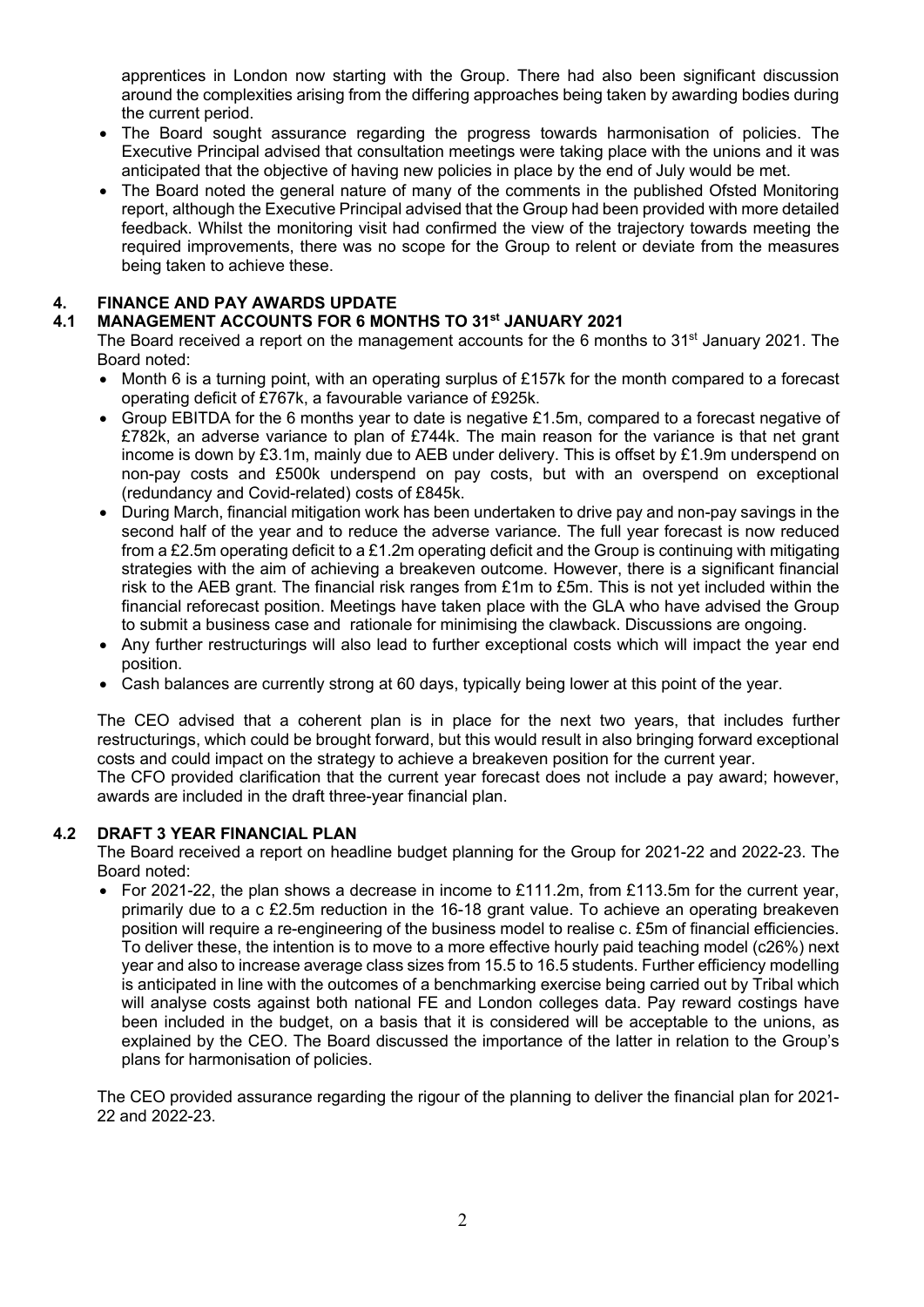apprentices in London now starting with the Group. There had also been significant discussion around the complexities arising from the differing approaches being taken by awarding bodies during the current period.

- The Board sought assurance regarding the progress towards harmonisation of policies. The Executive Principal advised that consultation meetings were taking place with the unions and it was anticipated that the objective of having new policies in place by the end of July would be met.
- The Board noted the general nature of many of the comments in the published Ofsted Monitoring report, although the Executive Principal advised that the Group had been provided with more detailed feedback. Whilst the monitoring visit had confirmed the view of the trajectory towards meeting the required improvements, there was no scope for the Group to relent or deviate from the measures being taken to achieve these.

## 4. FINANCE AND PAY AWARDS UPDATE

### 4.1 MANAGEMENT ACCOUNTS FOR 6 MONTHS TO 31st JANUARY 2021

The Board received a report on the management accounts for the 6 months to 31st January 2021. The Board noted:

- Month 6 is a turning point, with an operating surplus of £157k for the month compared to a forecast operating deficit of £767k, a favourable variance of £925k.
- Group EBITDA for the 6 months year to date is negative £1.5m, compared to a forecast negative of £782k, an adverse variance to plan of £744k. The main reason for the variance is that net grant income is down by £3.1m, mainly due to AEB under delivery. This is offset by £1.9m underspend on non-pay costs and £500k underspend on pay costs, but with an overspend on exceptional (redundancy and Covid-related) costs of £845k.
- During March, financial mitigation work has been undertaken to drive pay and non-pay savings in the second half of the year and to reduce the adverse variance. The full year forecast is now reduced from a £2.5m operating deficit to a £1.2m operating deficit and the Group is continuing with mitigating strategies with the aim of achieving a breakeven outcome. However, there is a significant financial risk to the AEB grant. The financial risk ranges from £1m to £5m. This is not yet included within the financial reforecast position. Meetings have taken place with the GLA who have advised the Group to submit a business case and rationale for minimising the clawback. Discussions are ongoing.
- Any further restructurings will also lead to further exceptional costs which will impact the year end position.
- Cash balances are currently strong at 60 days, typically being lower at this point of the year.

The CEO advised that a coherent plan is in place for the next two years, that includes further restructurings, which could be brought forward, but this would result in also bringing forward exceptional costs and could impact on the strategy to achieve a breakeven position for the current year.
The CFO provided clarification that the current year forecast does not include a pay award; however, awards are included in the draft three-year financial plan.

### 4.2 DRAFT 3 YEAR FINANCIAL PLAN

The Board received a report on headline budget planning for the Group for 2021-22 and 2022-23. The Board noted:

- For 2021-22, the plan shows a decrease in income to £111.2m, from £113.5m for the current year, primarily due to a c £2.5m reduction in the 16-18 grant value. To achieve an operating breakeven position will require a re-engineering of the business model to realise c. £5m of financial efficiencies. To deliver these, the intention is to move to a more effective hourly paid teaching model (c26%) next year and also to increase average class sizes from 15.5 to 16.5 students. Further efficiency modelling is anticipated in line with the outcomes of a benchmarking exercise being carried out by Tribal which will analyse costs against both national FE and London colleges data. Pay reward costings have been included in the budget, on a basis that it is considered will be acceptable to the unions, as explained by the CEO. The Board discussed the importance of the latter in relation to the Group's plans for harmonisation of policies.

The CEO provided assurance regarding the rigour of the planning to deliver the financial plan for 2021-22 and 2022-23.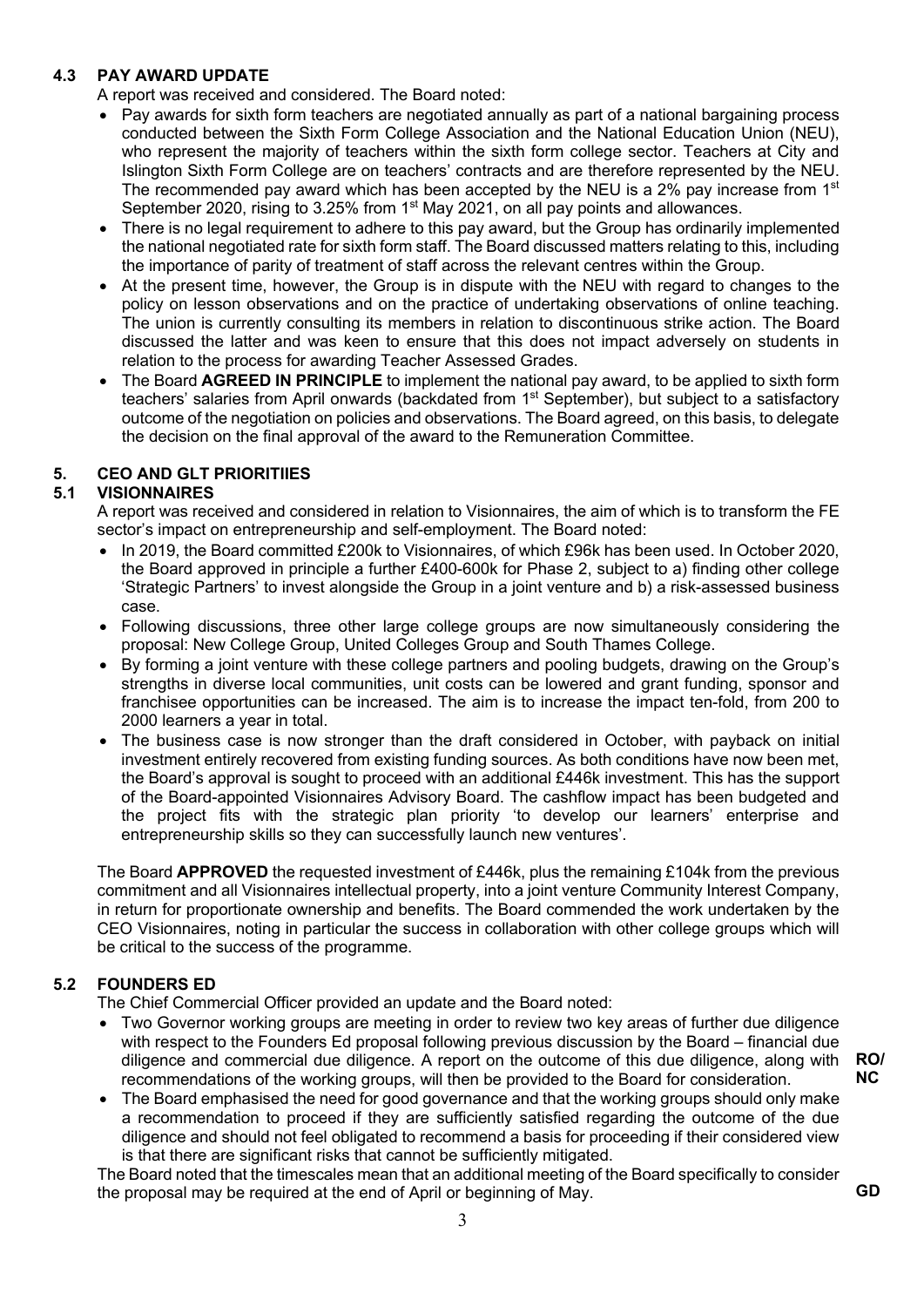### 4.3 PAY AWARD UPDATE

A report was received and considered. The Board noted:

- Pay awards for sixth form teachers are negotiated annually as part of a national bargaining process conducted between the Sixth Form College Association and the National Education Union (NEU), who represent the majority of teachers within the sixth form college sector. Teachers at City and Islington Sixth Form College are on teachers' contracts and are therefore represented by the NEU. The recommended pay award which has been accepted by the NEU is a 2% pay increase from 1st September 2020, rising to 3.25% from 1st May 2021, on all pay points and allowances.
- There is no legal requirement to adhere to this pay award, but the Group has ordinarily implemented the national negotiated rate for sixth form staff. The Board discussed matters relating to this, including the importance of parity of treatment of staff across the relevant centres within the Group.
- At the present time, however, the Group is in dispute with the NEU with regard to changes to the policy on lesson observations and on the practice of undertaking observations of online teaching. The union is currently consulting its members in relation to discontinuous strike action. The Board discussed the latter and was keen to ensure that this does not impact adversely on students in relation to the process for awarding Teacher Assessed Grades.
- The Board **AGREED IN PRINCIPLE** to implement the national pay award, to be applied to sixth form teachers' salaries from April onwards (backdated from 1st September), but subject to a satisfactory outcome of the negotiation on policies and observations. The Board agreed, on this basis, to delegate the decision on the final approval of the award to the Remuneration Committee.

## 5. CEO AND GLT PRIORITIIES

### 5.1 VISIONNAIRES

A report was received and considered in relation to Visionnaires, the aim of which is to transform the FE sector's impact on entrepreneurship and self-employment. The Board noted:

- In 2019, the Board committed £200k to Visionnaires, of which £96k has been used. In October 2020, the Board approved in principle a further £400-600k for Phase 2, subject to a) finding other college 'Strategic Partners' to invest alongside the Group in a joint venture and b) a risk-assessed business case.
- Following discussions, three other large college groups are now simultaneously considering the proposal: New College Group, United Colleges Group and South Thames College.
- By forming a joint venture with these college partners and pooling budgets, drawing on the Group's strengths in diverse local communities, unit costs can be lowered and grant funding, sponsor and franchisee opportunities can be increased. The aim is to increase the impact ten-fold, from 200 to 2000 learners a year in total.
- The business case is now stronger than the draft considered in October, with payback on initial investment entirely recovered from existing funding sources. As both conditions have now been met, the Board's approval is sought to proceed with an additional £446k investment. This has the support of the Board-appointed Visionnaires Advisory Board. The cashflow impact has been budgeted and the project fits with the strategic plan priority 'to develop our learners' enterprise and entrepreneurship skills so they can successfully launch new ventures'.

The Board **APPROVED** the requested investment of £446k, plus the remaining £104k from the previous commitment and all Visionnaires intellectual property, into a joint venture Community Interest Company, in return for proportionate ownership and benefits. The Board commended the work undertaken by the CEO Visionnaires, noting in particular the success in collaboration with other college groups which will be critical to the success of the programme.

### 5.2 FOUNDERS ED

The Chief Commercial Officer provided an update and the Board noted:

- Two Governor working groups are meeting in order to review two key areas of further due diligence with respect to the Founders Ed proposal following previous discussion by the Board – financial due diligence and commercial due diligence. A report on the outcome of this due diligence, along with recommendations of the working groups, will then be provided to the Board for consideration. **RO/NC**
- The Board emphasised the need for good governance and that the working groups should only make a recommendation to proceed if they are sufficiently satisfied regarding the outcome of the due diligence and should not feel obligated to recommend a basis for proceeding if their considered view is that there are significant risks that cannot be sufficiently mitigated.

The Board noted that the timescales mean that an additional meeting of the Board specifically to consider the proposal may be required at the end of April or beginning of May. **GD**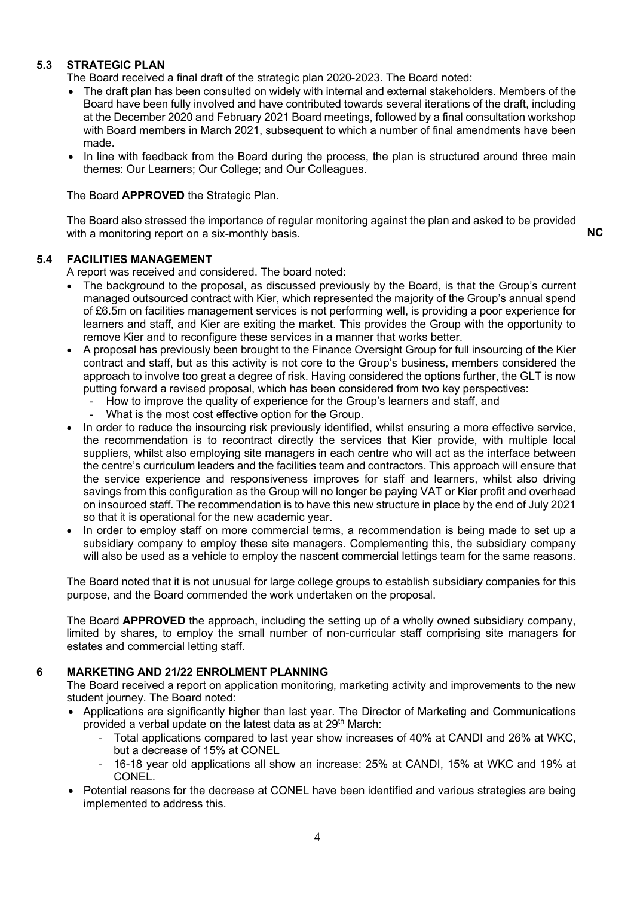### 5.3 STRATEGIC PLAN

The Board received a final draft of the strategic plan 2020-2023. The Board noted:

- The draft plan has been consulted on widely with internal and external stakeholders. Members of the Board have been fully involved and have contributed towards several iterations of the draft, including at the December 2020 and February 2021 Board meetings, followed by a final consultation workshop with Board members in March 2021, subsequent to which a number of final amendments have been made.
- In line with feedback from the Board during the process, the plan is structured around three main themes: Our Learners; Our College; and Our Colleagues.

The Board **APPROVED** the Strategic Plan.

The Board also stressed the importance of regular monitoring against the plan and asked to be provided with a monitoring report on a six-monthly basis. **NC**

### 5.4 FACILITIES MANAGEMENT

A report was received and considered. The board noted:

- The background to the proposal, as discussed previously by the Board, is that the Group's current managed outsourced contract with Kier, which represented the majority of the Group's annual spend of £6.5m on facilities management services is not performing well, is providing a poor experience for learners and staff, and Kier are exiting the market. This provides the Group with the opportunity to remove Kier and to reconfigure these services in a manner that works better.
- A proposal has previously been brought to the Finance Oversight Group for full insourcing of the Kier contract and staff, but as this activity is not core to the Group's business, members considered the approach to involve too great a degree of risk. Having considered the options further, the GLT is now putting forward a revised proposal, which has been considered from two key perspectives:
  - How to improve the quality of experience for the Group's learners and staff, and
  - What is the most cost effective option for the Group.
- In order to reduce the insourcing risk previously identified, whilst ensuring a more effective service, the recommendation is to recontract directly the services that Kier provide, with multiple local suppliers, whilst also employing site managers in each centre who will act as the interface between the centre's curriculum leaders and the facilities team and contractors. This approach will ensure that the service experience and responsiveness improves for staff and learners, whilst also driving savings from this configuration as the Group will no longer be paying VAT or Kier profit and overhead on insourced staff. The recommendation is to have this new structure in place by the end of July 2021 so that it is operational for the new academic year.
- In order to employ staff on more commercial terms, a recommendation is being made to set up a subsidiary company to employ these site managers. Complementing this, the subsidiary company will also be used as a vehicle to employ the nascent commercial lettings team for the same reasons.

The Board noted that it is not unusual for large college groups to establish subsidiary companies for this purpose, and the Board commended the work undertaken on the proposal.

The Board **APPROVED** the approach, including the setting up of a wholly owned subsidiary company, limited by shares, to employ the small number of non-curricular staff comprising site managers for estates and commercial letting staff.

## 6 MARKETING AND 21/22 ENROLMENT PLANNING

The Board received a report on application monitoring, marketing activity and improvements to the new student journey. The Board noted:

- Applications are significantly higher than last year. The Director of Marketing and Communications provided a verbal update on the latest data as at 29th March:
  - Total applications compared to last year show increases of 40% at CANDI and 26% at WKC, but a decrease of 15% at CONEL
  - 16-18 year old applications all show an increase: 25% at CANDI, 15% at WKC and 19% at CONEL.
- Potential reasons for the decrease at CONEL have been identified and various strategies are being implemented to address this.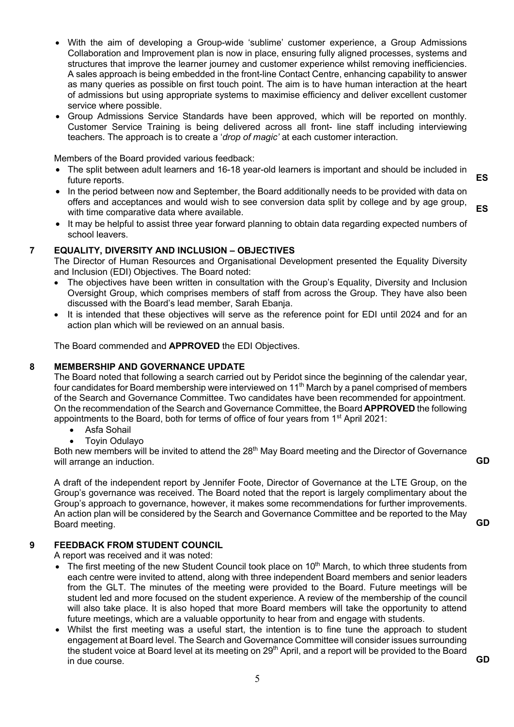- With the aim of developing a Group-wide 'sublime' customer experience, a Group Admissions Collaboration and Improvement plan is now in place, ensuring fully aligned processes, systems and structures that improve the learner journey and customer experience whilst removing inefficiencies. A sales approach is being embedded in the front-line Contact Centre, enhancing capability to answer as many queries as possible on first touch point. The aim is to have human interaction at the heart of admissions but using appropriate systems to maximise efficiency and deliver excellent customer service where possible.
- Group Admissions Service Standards have been approved, which will be reported on monthly. Customer Service Training is being delivered across all front- line staff including interviewing teachers. The approach is to create a '*drop of magic'* at each customer interaction.

Members of the Board provided various feedback:

- The split between adult learners and 16-18 year-old learners is important and should be included in future reports. **ES**
- In the period between now and September, the Board additionally needs to be provided with data on offers and acceptances and would wish to see conversion data split by college and by age group, with time comparative data where available. **ES**
- It may be helpful to assist three year forward planning to obtain data regarding expected numbers of school leavers.

## 7 EQUALITY, DIVERSITY AND INCLUSION – OBJECTIVES

The Director of Human Resources and Organisational Development presented the Equality Diversity and Inclusion (EDI) Objectives. The Board noted:

- The objectives have been written in consultation with the Group's Equality, Diversity and Inclusion Oversight Group, which comprises members of staff from across the Group. They have also been discussed with the Board's lead member, Sarah Ebanja.
- It is intended that these objectives will serve as the reference point for EDI until 2024 and for an action plan which will be reviewed on an annual basis.

The Board commended and **APPROVED** the EDI Objectives.

## 8 MEMBERSHIP AND GOVERNANCE UPDATE

The Board noted that following a search carried out by Peridot since the beginning of the calendar year, four candidates for Board membership were interviewed on 11th March by a panel comprised of members of the Search and Governance Committee. Two candidates have been recommended for appointment. On the recommendation of the Search and Governance Committee, the Board **APPROVED** the following appointments to the Board, both for terms of office of four years from 1st April 2021:

- Asfa Sohail
- Toyin Odulayo

Both new members will be invited to attend the 28th May Board meeting and the Director of Governance will arrange an induction. **GD**

A draft of the independent report by Jennifer Foote, Director of Governance at the LTE Group, on the Group's governance was received. The Board noted that the report is largely complimentary about the Group's approach to governance, however, it makes some recommendations for further improvements. An action plan will be considered by the Search and Governance Committee and be reported to the May Board meeting. **GD**

## 9 FEEDBACK FROM STUDENT COUNCIL

A report was received and it was noted:

- The first meeting of the new Student Council took place on 10th March, to which three students from each centre were invited to attend, along with three independent Board members and senior leaders from the GLT. The minutes of the meeting were provided to the Board. Future meetings will be student led and more focused on the student experience. A review of the membership of the council will also take place. It is also hoped that more Board members will take the opportunity to attend future meetings, which are a valuable opportunity to hear from and engage with students.
- Whilst the first meeting was a useful start, the intention is to fine tune the approach to student engagement at Board level. The Search and Governance Committee will consider issues surrounding the student voice at Board level at its meeting on 29th April, and a report will be provided to the Board in due course. **GD**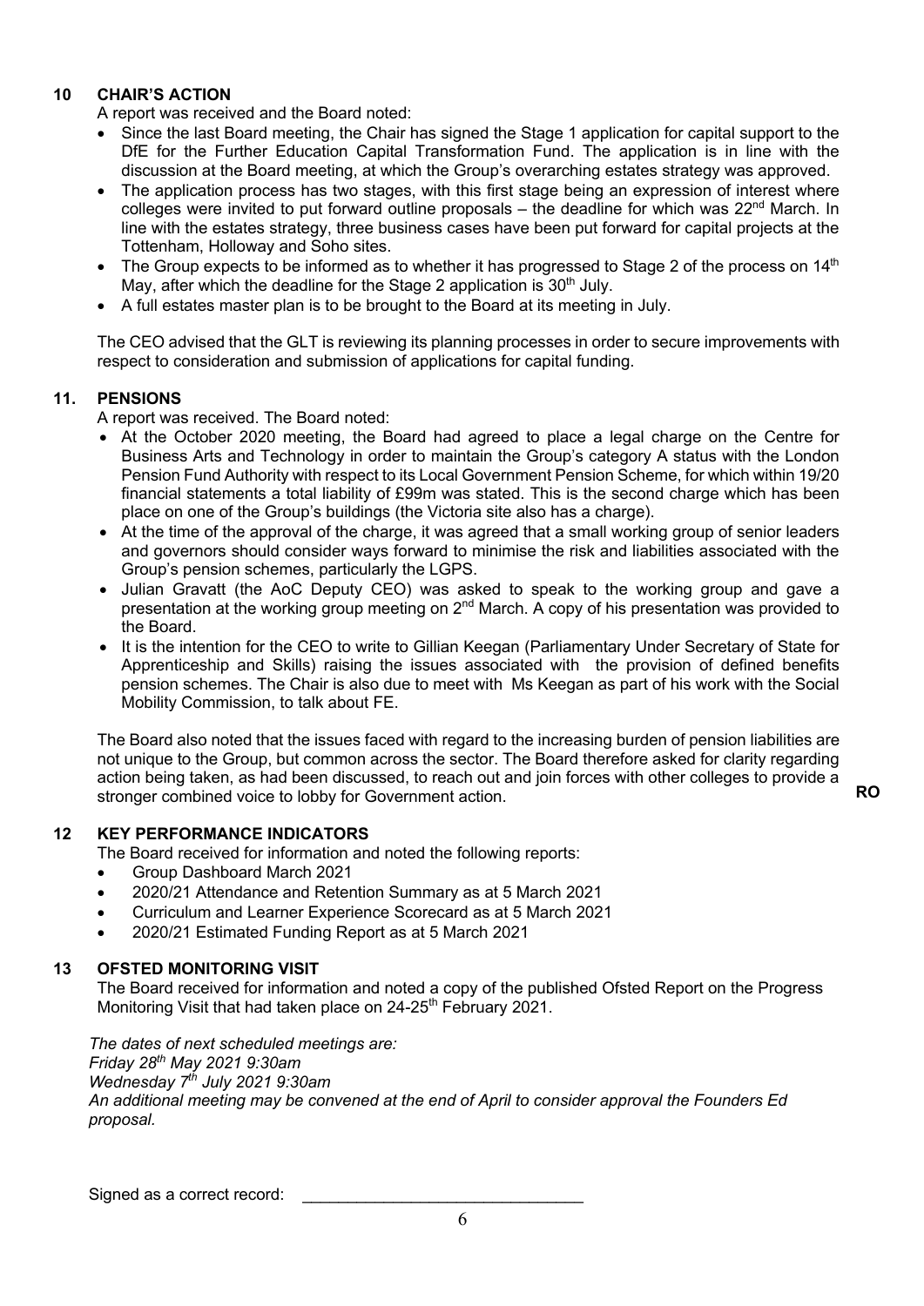## 10 CHAIR'S ACTION

A report was received and the Board noted:

- Since the last Board meeting, the Chair has signed the Stage 1 application for capital support to the DfE for the Further Education Capital Transformation Fund. The application is in line with the discussion at the Board meeting, at which the Group's overarching estates strategy was approved.
- The application process has two stages, with this first stage being an expression of interest where colleges were invited to put forward outline proposals – the deadline for which was 22nd March. In line with the estates strategy, three business cases have been put forward for capital projects at the Tottenham, Holloway and Soho sites.
- The Group expects to be informed as to whether it has progressed to Stage 2 of the process on 14th May, after which the deadline for the Stage 2 application is 30th July.
- A full estates master plan is to be brought to the Board at its meeting in July.

The CEO advised that the GLT is reviewing its planning processes in order to secure improvements with respect to consideration and submission of applications for capital funding.

## 11. PENSIONS

A report was received. The Board noted:

- At the October 2020 meeting, the Board had agreed to place a legal charge on the Centre for Business Arts and Technology in order to maintain the Group's category A status with the London Pension Fund Authority with respect to its Local Government Pension Scheme, for which within 19/20 financial statements a total liability of £99m was stated. This is the second charge which has been place on one of the Group's buildings (the Victoria site also has a charge).
- At the time of the approval of the charge, it was agreed that a small working group of senior leaders and governors should consider ways forward to minimise the risk and liabilities associated with the Group's pension schemes, particularly the LGPS.
- Julian Gravatt (the AoC Deputy CEO) was asked to speak to the working group and gave a presentation at the working group meeting on 2nd March. A copy of his presentation was provided to the Board.
- It is the intention for the CEO to write to Gillian Keegan (Parliamentary Under Secretary of State for Apprenticeship and Skills) raising the issues associated with the provision of defined benefits pension schemes. The Chair is also due to meet with Ms Keegan as part of his work with the Social Mobility Commission, to talk about FE.

The Board also noted that the issues faced with regard to the increasing burden of pension liabilities are not unique to the Group, but common across the sector. The Board therefore asked for clarity regarding action being taken, as had been discussed, to reach out and join forces with other colleges to provide a stronger combined voice to lobby for Government action. **RO**

## 12 KEY PERFORMANCE INDICATORS

The Board received for information and noted the following reports:

- Group Dashboard March 2021
- 2020/21 Attendance and Retention Summary as at 5 March 2021
- Curriculum and Learner Experience Scorecard as at 5 March 2021
- 2020/21 Estimated Funding Report as at 5 March 2021

## 13 OFSTED MONITORING VISIT

The Board received for information and noted a copy of the published Ofsted Report on the Progress Monitoring Visit that had taken place on 24-25th February 2021.

*The dates of next scheduled meetings are:*
*Friday 28th May 2021 9:30am*
*Wednesday 7th July 2021 9:30am*
*An additional meeting may be convened at the end of April to consider approval the Founders Ed proposal.*

Signed as a correct record: _______________________________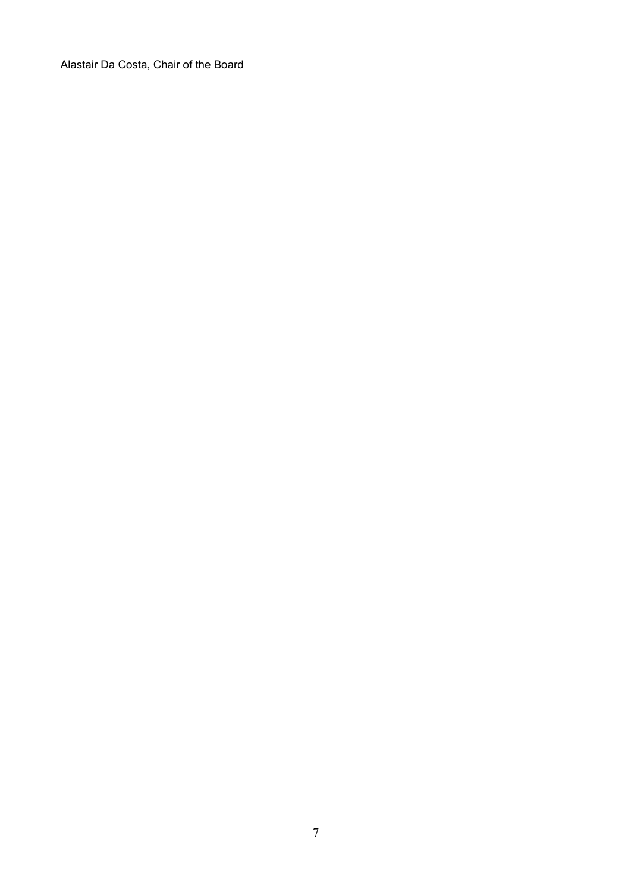Alastair Da Costa, Chair of the Board